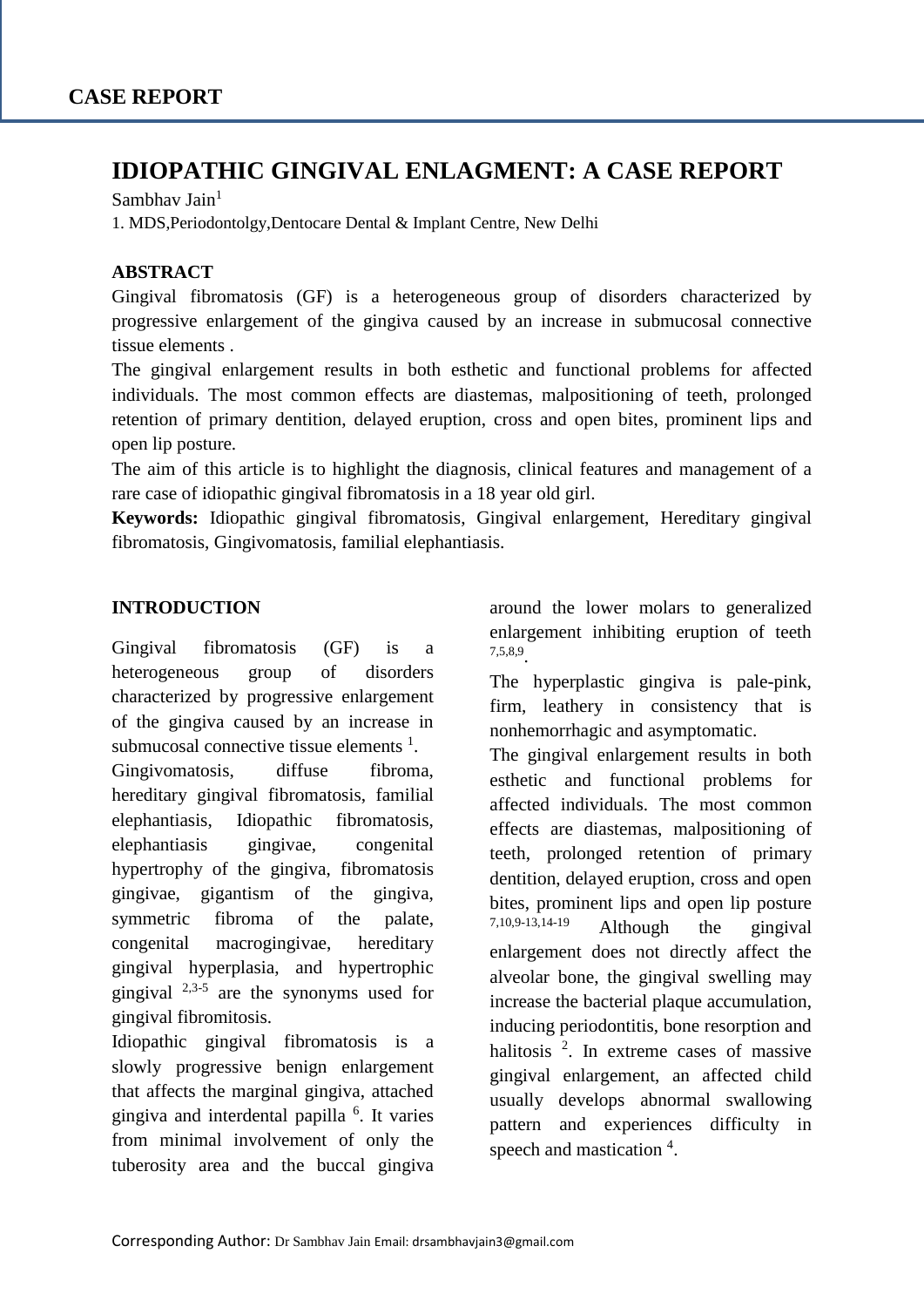CASE REPORT

# IDIOPATHIC GINGIVAL ENLAGMENT: A CASE REPORT

Sambhav Jain[1]

1. MDS,Periodontolgy,Dentocare Dental & Implant Centre, New Delhi

## ABSTRACT

Gingival fibromatosis (GF) is a heterogeneous group of disorders characterized by progressive enlargement of the gingiva caused by an increase in submucosal connective tissue elements .

The gingival enlargement results in both esthetic and functional problems for affected individuals. The most common effects are diastemas, malpositioning of teeth, prolonged retention of primary dentition, delayed eruption, cross and open bites, prominent lips and open lip posture.

The aim of this article is to highlight the diagnosis, clinical features and management of a rare case of idiopathic gingival fibromatosis in a 18 year old girl.

**Keywords:** Idiopathic gingival fibromatosis, Gingival enlargement, Hereditary gingival fibromatosis, Gingivomatosis, familial elephantiasis.

## INTRODUCTION

Gingival fibromatosis (GF) is a heterogeneous group of disorders characterized by progressive enlargement of the gingiva caused by an increase in submucosal connective tissue elements [1].

Gingivomatosis, diffuse fibroma, hereditary gingival fibromatosis, familial elephantiasis, Idiopathic fibromatosis, elephantiasis gingivae, congenital hypertrophy of the gingiva, fibromatosis gingivae, gigantism of the gingiva, symmetric fibroma of the palate, congenital macrogingivae, hereditary gingival hyperplasia, and hypertrophic gingival [2,3-5] are the synonyms used for gingival fibromitosis.

Idiopathic gingival fibromatosis is a slowly progressive benign enlargement that affects the marginal gingiva, attached gingiva and interdental papilla [6]. It varies from minimal involvement of only the tuberosity area and the buccal gingiva around the lower molars to generalized enlargement inhibiting eruption of teeth [7,5,8,9].

The hyperplastic gingiva is pale-pink, firm, leathery in consistency that is nonhemorrhagic and asymptomatic.

The gingival enlargement results in both esthetic and functional problems for affected individuals. The most common effects are diastemas, malpositioning of teeth, prolonged retention of primary dentition, delayed eruption, cross and open bites, prominent lips and open lip posture [7,10,9-13,14-19] Although the gingival enlargement does not directly affect the alveolar bone, the gingival swelling may increase the bacterial plaque accumulation, inducing periodontitis, bone resorption and halitosis [2]. In extreme cases of massive gingival enlargement, an affected child usually develops abnormal swallowing pattern and experiences difficulty in speech and mastication [4].

Corresponding Author: Dr Sambhav Jain Email: drsambhavjain3@gmail.com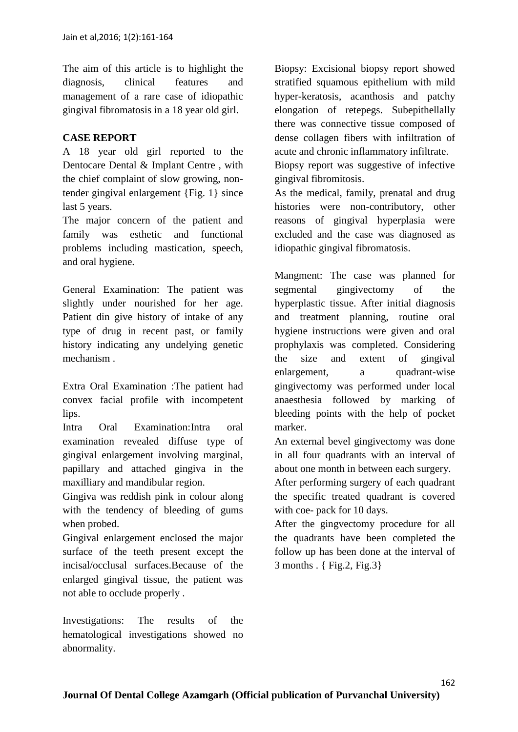The aim of this article is to highlight the diagnosis, clinical features and management of a rare case of idiopathic gingival fibromatosis in a 18 year old girl.

**CASE REPORT**

A 18 year old girl reported to the Dentocare Dental & Implant Centre , with the chief complaint of slow growing, non-tender gingival enlargement {Fig. 1} since last 5 years.

The major concern of the patient and family was esthetic and functional problems including mastication, speech, and oral hygiene.

General Examination: The patient was slightly under nourished for her age. Patient din give history of intake of any type of drug in recent past, or family history indicating any undelying genetic mechanism .

Extra Oral Examination :The patient had convex facial profile with incompetent lips.

Intra Oral Examination:Intra oral examination revealed diffuse type of gingival enlargement involving marginal, papillary and attached gingiva in the maxilliary and mandibular region.

Gingiva was reddish pink in colour along with the tendency of bleeding of gums when probed.

Gingival enlargement enclosed the major surface of the teeth present except the incisal/occlusal surfaces.Because of the enlarged gingival tissue, the patient was not able to occlude properly .

Investigations: The results of the hematological investigations showed no abnormality.

Biopsy: Excisional biopsy report showed stratified squamous epithelium with mild hyper-keratosis, acanthosis and patchy elongation of retepegs. Subepithellally there was connective tissue composed of dense collagen fibers with infiltration of acute and chronic inflammatory infiltrate.

Biopsy report was suggestive of infective gingival fibromitosis.

As the medical, family, prenatal and drug histories were non-contributory, other reasons of gingival hyperplasia were excluded and the case was diagnosed as idiopathic gingival fibromatosis.

Mangment: The case was planned for segmental gingivectomy of the hyperplastic tissue. After initial diagnosis and treatment planning, routine oral hygiene instructions were given and oral prophylaxis was completed. Considering the size and extent of gingival enlargement, a quadrant-wise gingivectomy was performed under local anaesthesia followed by marking of bleeding points with the help of pocket marker.

An external bevel gingivectomy was done in all four quadrants with an interval of about one month in between each surgery.

After performing surgery of each quadrant the specific treated quadrant is covered with coe- pack for 10 days.

After the gingvectomy procedure for all the quadrants have been completed the follow up has been done at the interval of 3 months . { Fig.2, Fig.3}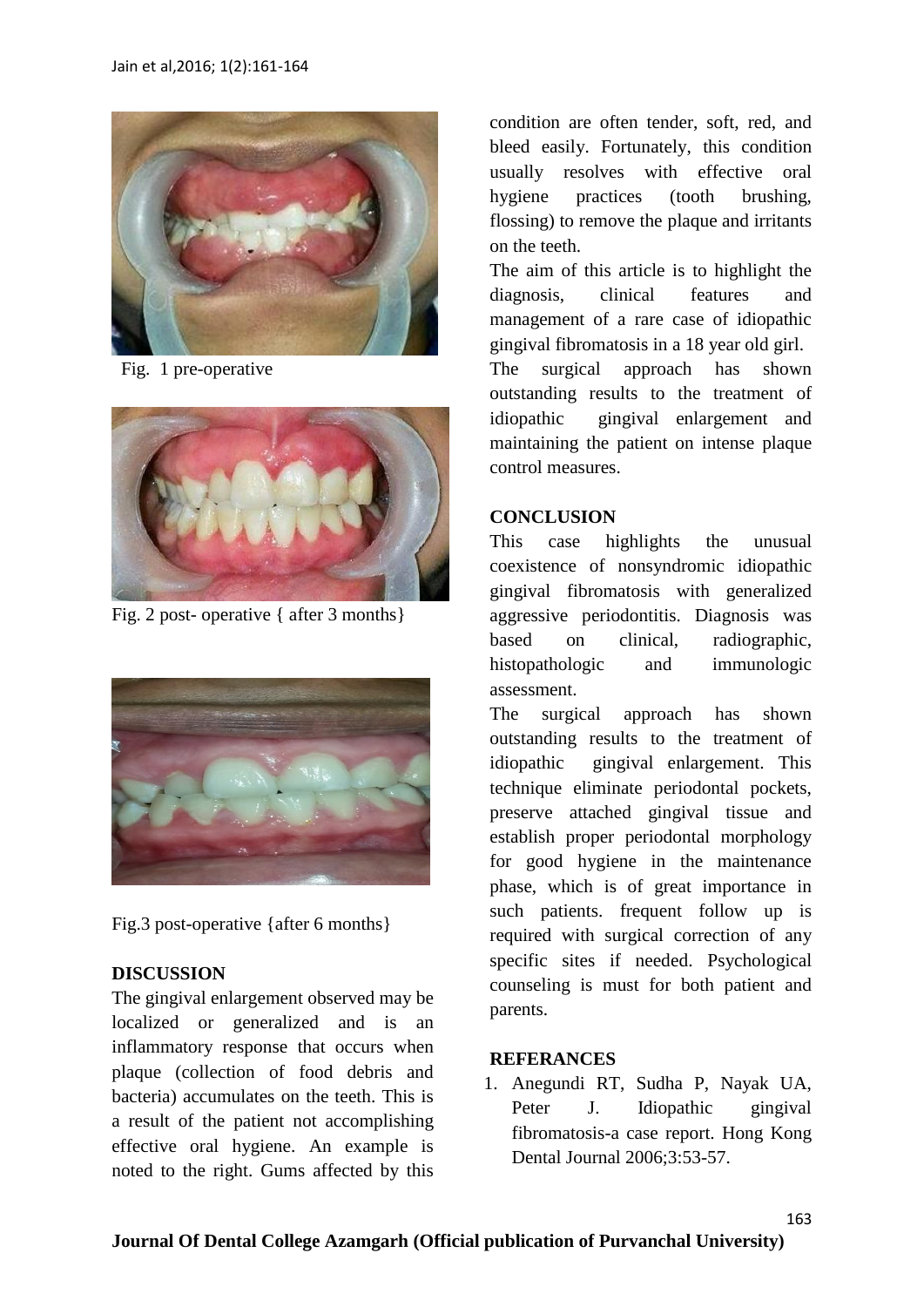Fig. 1 pre-operative

Fig. 2 post- operative { after 3 months}

Fig.3 post-operative {after 6 months}

## DISCUSSION

The gingival enlargement observed may be localized or generalized and is an inflammatory response that occurs when plaque (collection of food debris and bacteria) accumulates on the teeth. This is a result of the patient not accomplishing effective oral hygiene. An example is noted to the right. Gums affected by this condition are often tender, soft, red, and bleed easily. Fortunately, this condition usually resolves with effective oral hygiene practices (tooth brushing, flossing) to remove the plaque and irritants on the teeth.

The aim of this article is to highlight the diagnosis, clinical features and management of a rare case of idiopathic gingival fibromatosis in a 18 year old girl.

The surgical approach has shown outstanding results to the treatment of idiopathic gingival enlargement and maintaining the patient on intense plaque control measures.

## CONCLUSION

This case highlights the unusual coexistence of nonsyndromic idiopathic gingival fibromatosis with generalized aggressive periodontitis. Diagnosis was based on clinical, radiographic, histopathologic and immunologic assessment.

The surgical approach has shown outstanding results to the treatment of idiopathic gingival enlargement. This technique eliminate periodontal pockets, preserve attached gingival tissue and establish proper periodontal morphology for good hygiene in the maintenance phase, which is of great importance in such patients. frequent follow up is required with surgical correction of any specific sites if needed. Psychological counseling is must for both patient and parents.

## REFERANCES

1. Anegundi RT, Sudha P, Nayak UA, Peter J. Idiopathic gingival fibromatosis-a case report. Hong Kong Dental Journal 2006;3:53-57.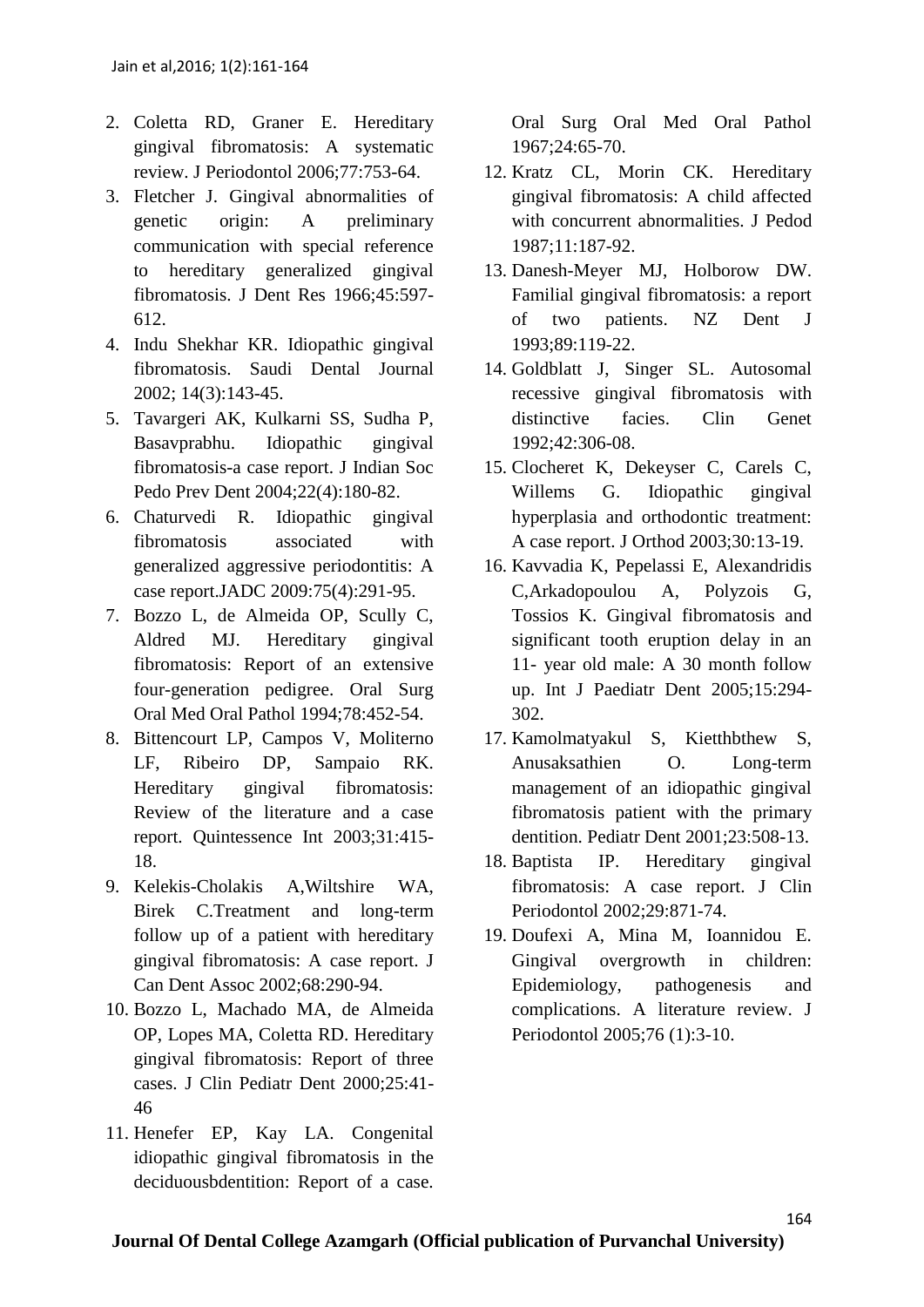2. Coletta RD, Graner E. Hereditary gingival fibromatosis: A systematic review. J Periodontol 2006;77:753-64.
3. Fletcher J. Gingival abnormalities of genetic origin: A preliminary communication with special reference to hereditary generalized gingival fibromatosis. J Dent Res 1966;45:597-612.
4. Indu Shekhar KR. Idiopathic gingival fibromatosis. Saudi Dental Journal 2002; 14(3):143-45.
5. Tavargeri AK, Kulkarni SS, Sudha P, Basavprabhu. Idiopathic gingival fibromatosis-a case report. J Indian Soc Pedo Prev Dent 2004;22(4):180-82.
6. Chaturvedi R. Idiopathic gingival fibromatosis associated with generalized aggressive periodontitis: A case report.JADC 2009:75(4):291-95.
7. Bozzo L, de Almeida OP, Scully C, Aldred MJ. Hereditary gingival fibromatosis: Report of an extensive four-generation pedigree. Oral Surg Oral Med Oral Pathol 1994;78:452-54.
8. Bittencourt LP, Campos V, Moliterno LF, Ribeiro DP, Sampaio RK. Hereditary gingival fibromatosis: Review of the literature and a case report. Quintessence Int 2003;31:415-18.
9. Kelekis-Cholakis A,Wiltshire WA, Birek C.Treatment and long-term follow up of a patient with hereditary gingival fibromatosis: A case report. J Can Dent Assoc 2002;68:290-94.
10. Bozzo L, Machado MA, de Almeida OP, Lopes MA, Coletta RD. Hereditary gingival fibromatosis: Report of three cases. J Clin Pediatr Dent 2000;25:41-46
11. Henefer EP, Kay LA. Congenital idiopathic gingival fibromatosis in the deciduousbdentition: Report of a case. Oral Surg Oral Med Oral Pathol 1967;24:65-70.
12. Kratz CL, Morin CK. Hereditary gingival fibromatosis: A child affected with concurrent abnormalities. J Pedod 1987;11:187-92.
13. Danesh-Meyer MJ, Holborow DW. Familial gingival fibromatosis: a report of two patients. NZ Dent J 1993;89:119-22.
14. Goldblatt J, Singer SL. Autosomal recessive gingival fibromatosis with distinctive facies. Clin Genet 1992;42:306-08.
15. Clocheret K, Dekeyser C, Carels C, Willems G. Idiopathic gingival hyperplasia and orthodontic treatment: A case report. J Orthod 2003;30:13-19.
16. Kavvadia K, Pepelassi E, Alexandridis C,Arkadopoulou A, Polyzois G, Tossios K. Gingival fibromatosis and significant tooth eruption delay in an 11- year old male: A 30 month follow up. Int J Paediatr Dent 2005;15:294-302.
17. Kamolmatyakul S, Kietthbthew S, Anusaksathien O. Long-term management of an idiopathic gingival fibromatosis patient with the primary dentition. Pediatr Dent 2001;23:508-13.
18. Baptista IP. Hereditary gingival fibromatosis: A case report. J Clin Periodontol 2002;29:871-74.
19. Doufexi A, Mina M, Ioannidou E. Gingival overgrowth in children: Epidemiology, pathogenesis and complications. A literature review. J Periodontol 2005;76 (1):3-10.